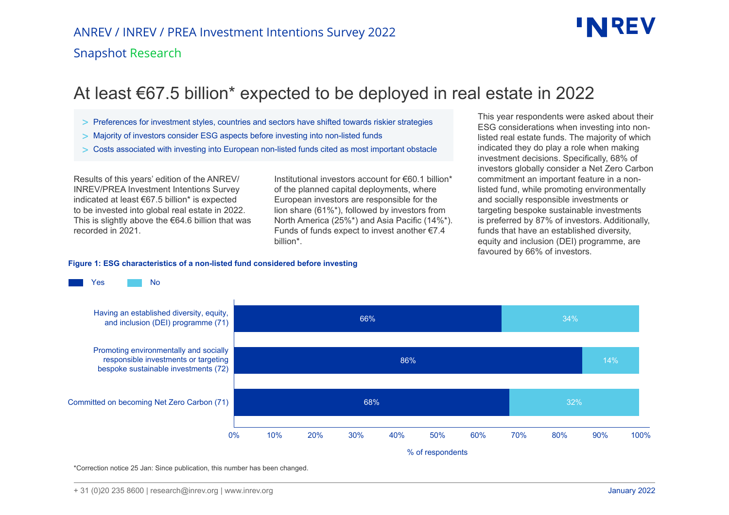ANREV / INREV / PREA Investment Intentions Survey 2022

Snapshot Research

# At least €67.5 billion* expected to be deployed in real estate in 2022

- Preferences for investment styles, countries and sectors have shifted towards riskier strategies
- Majority of investors consider ESG aspects before investing into non-listed funds
- Costs associated with investing into European non-listed funds cited as most important obstacle

Results of this years' edition of the ANREV/INREV/PREA Investment Intentions Survey indicated at least €67.5 billion* is expected to be invested into global real estate in 2022. This is slightly above the €64.6 billion that was recorded in 2021.

Institutional investors account for €60.1 billion* of the planned capital deployments, where European investors are responsible for the lion share (61%*), followed by investors from North America (25%*) and Asia Pacific (14%*). Funds of funds expect to invest another €7.4 billion*.

This year respondents were asked about their ESG considerations when investing into non-listed real estate funds. The majority of which indicated they do play a role when making investment decisions. Specifically, 68% of investors globally consider a Net Zero Carbon commitment an important feature in a non-listed fund, while promoting environmentally and socially responsible investments or targeting bespoke sustainable investments is preferred by 87% of investors. Additionally, funds that have an established diversity, equity and inclusion (DEI) programme, are favoured by 66% of investors.

**Figure 1: ESG characteristics of a non-listed fund considered before investing**

Yes
No

Having an established diversity, equity, and inclusion (DEI) programme (71)
66%
34%

Promoting environmentally and socially responsible investments or targeting bespoke sustainable investments (72)
86%
14%

Committed on becoming Net Zero Carbon (71)
68%
32%

0% 10% 20% 30% 40% 50% 60% 70% 80% 90% 100%

% of respondents

*Correction notice 25 Jan: Since publication, this number has been changed.

+ 31 (0)20 235 8600 | research@inrev.org | www.inrev.org

January 2022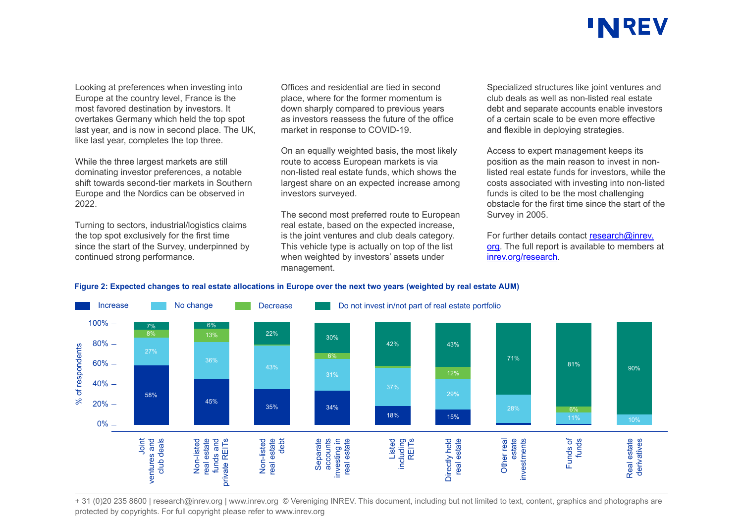Looking at preferences when investing into Europe at the country level, France is the most favored destination by investors. It overtakes Germany which held the top spot last year, and is now in second place. The UK, like last year, completes the top three.

While the three largest markets are still dominating investor preferences, a notable shift towards second-tier markets in Southern Europe and the Nordics can be observed in 2022.

Turning to sectors, industrial/logistics claims the top spot exclusively for the first time since the start of the Survey, underpinned by continued strong performance.

Offices and residential are tied in second place, where for the former momentum is down sharply compared to previous years as investors reassess the future of the office market in response to COVID-19.

On an equally weighted basis, the most likely route to access European markets is via non-listed real estate funds, which shows the largest share on an expected increase among investors surveyed.

The second most preferred route to European real estate, based on the expected increase, is the joint ventures and club deals category. This vehicle type is actually on top of the list when weighted by investors' assets under management.

Specialized structures like joint ventures and club deals as well as non-listed real estate debt and separate accounts enable investors of a certain scale to be even more effective and flexible in deploying strategies.

Access to expert management keeps its position as the main reason to invest in non-listed real estate funds for investors, while the costs associated with investing into non-listed funds is cited to be the most challenging obstacle for the first time since the start of the Survey in 2005.

For further details contact [research@inrev.org](mailto:research@inrev.org). The full report is available to members at [inrev.org/research](https://inrev.org/research).

**Figure 2: Expected changes to real estate allocations in Europe over the next two years (weighted by real estate AUM)**

Increase
No change
Decrease
Do not invest in/not part of real estate portfolio

% of respondents

100%
80%
60%
40%
20%
0%

Joint ventures and club deals: 58%, 27%, 8%, 7%
Non-listed real estate funds and private REITs: 45%, 36%, 13%, 6%
Non-listed real estate debt: 35%, 43%, 22%
Separate accounts investing in real estate: 34%, 31%, 6%, 30%
Listed including REITs: 18%, 37%, 42%
Directly held real estate: 15%, 29%, 12%, 43%
Other real estate investments: 28%, 71%
Funds of funds: 11%, 6%, 81%
Real estate derivatives: 10%, 90%